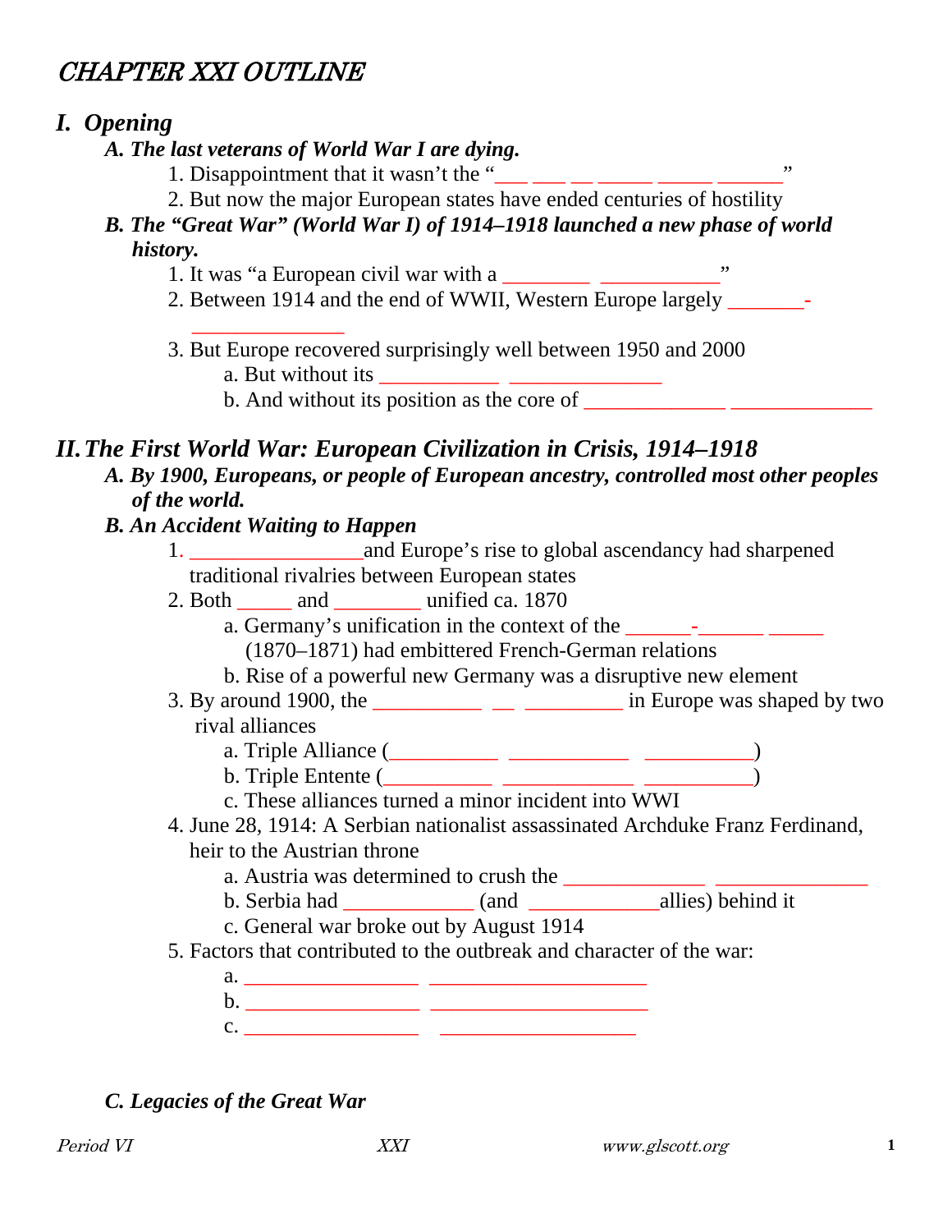# CHAPTER XXI OUTLINE

## I. Opening

**A. The last veterans of World War I are dying.**

1. Disappointment that it wasn't the "___ ___ __ _____ _____ ______"
2. But now the major European states have ended centuries of hostility

**B. The "Great War" (World War I) of 1914–1918 launched a new phase of world history.**

1. It was "a European civil war with a ________ ___________"
2. Between 1914 and the end of WWII, Western Europe largely _______-_______________
3. But Europe recovered surprisingly well between 1950 and 2000
   a. But without its ___________ ______________
   b. And without its position as the core of _____________ _____________

## II. The First World War: European Civilization in Crisis, 1914–1918

**A. By 1900, Europeans, or people of European ancestry, controlled most other peoples of the world.**

**B. An Accident Waiting to Happen**

1. _______________and Europe's rise to global ascendancy had sharpened traditional rivalries between European states
2. Both _____ and ________ unified ca. 1870
   a. Germany's unification in the context of the ______-______ _____ (1870–1871) had embittered French-German relations
   b. Rise of a powerful new Germany was a disruptive new element
3. By around 1900, the __________ __ _________ in Europe was shaped by two rival alliances
   a. Triple Alliance (__________ ___________ __________)
   b. Triple Entente (__________ ____________ __________)
   c. These alliances turned a minor incident into WWI
4. June 28, 1914: A Serbian nationalist assassinated Archduke Franz Ferdinand, heir to the Austrian throne
   a. Austria was determined to crush the _____________ ______________
   b. Serbia had ____________ (and ____________allies) behind it
   c. General war broke out by August 1914
5. Factors that contributed to the outbreak and character of the war:
   a. ________________ ____________________
   b. ________________ ____________________
   c. ________________ __________________

**C. Legacies of the Great War**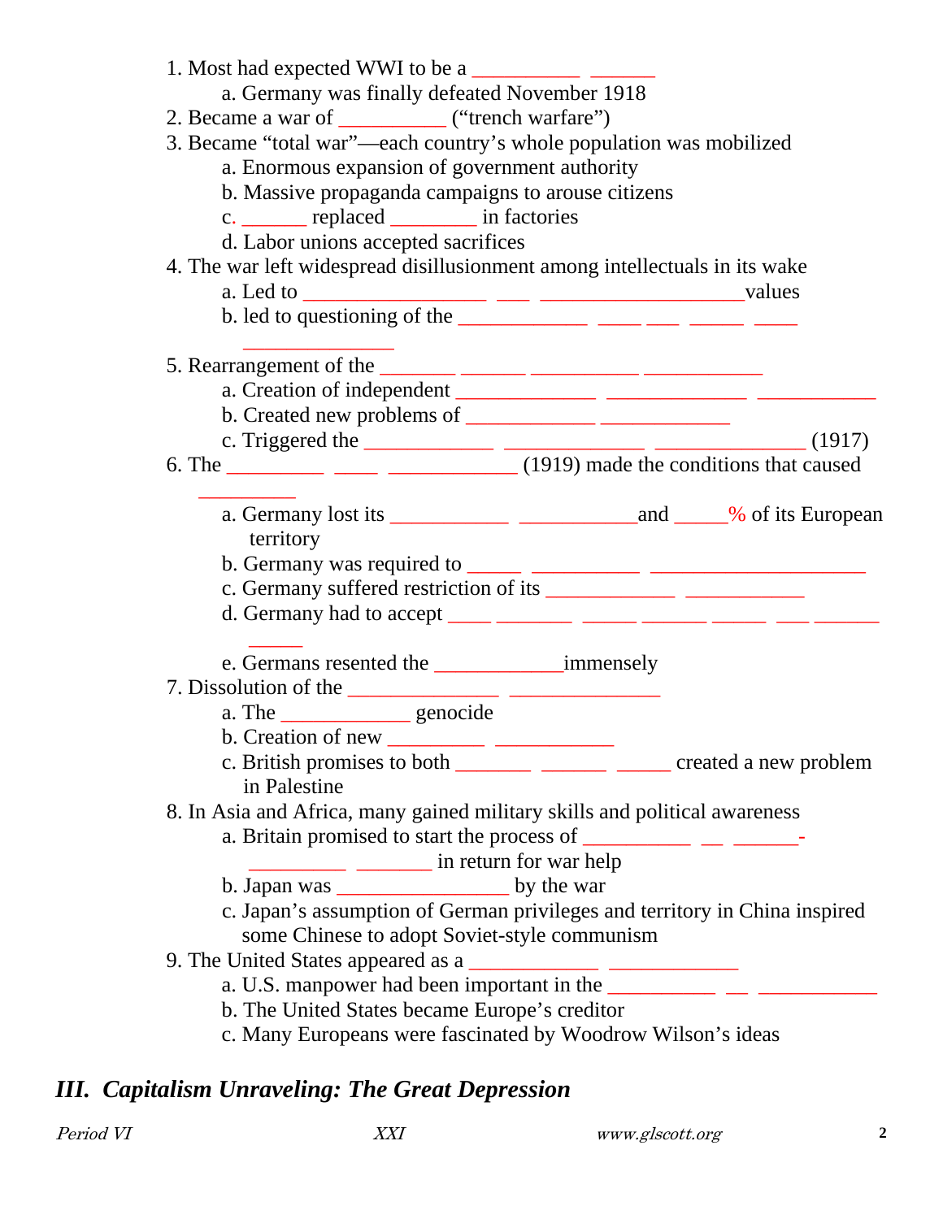1. Most had expected WWI to be a __________ ______
   a. Germany was finally defeated November 1918
2. Became a war of __________ ("trench warfare")
3. Became "total war"—each country's whole population was mobilized
   a. Enormous expansion of government authority
   b. Massive propaganda campaigns to arouse citizens
   c. ______ replaced ________ in factories
   d. Labor unions accepted sacrifices
4. The war left widespread disillusionment among intellectuals in its wake
   a. Led to _________________ ___ ___________________values
   b. led to questioning of the ____________ ____ ___ _____ ____ ______________
5. Rearrangement of the _______ ______ __________ ___________
   a. Creation of independent _____________ _____________ ___________
   b. Created new problems of ____________ ____________
   c. Triggered the ____________ _____________ ______________ (1917)
6. The _________ ____ ____________ (1919) made the conditions that caused _________
   a. Germany lost its ___________ ___________and _____% of its European territory
   b. Germany was required to _____ __________ ____________________
   c. Germany suffered restriction of its ____________ ___________
   d. Germany had to accept ____ _______ _____ ______ _____ ___ ______ _____
   e. Germans resented the ____________immensely
7. Dissolution of the ______________ ______________
   a. The ____________ genocide
   b. Creation of new _________ ___________
   c. British promises to both _______ ______ _____ created a new problem in Palestine
8. In Asia and Africa, many gained military skills and political awareness
   a. Britain promised to start the process of __________ __ ______-_________ _______ in return for war help
   b. Japan was _______________ by the war
   c. Japan's assumption of German privileges and territory in China inspired some Chinese to adopt Soviet-style communism
9. The United States appeared as a ____________ ____________
   a. U.S. manpower had been important in the __________ __ ___________
   b. The United States became Europe's creditor
   c. Many Europeans were fascinated by Woodrow Wilson's ideas

## *III. Capitalism Unraveling: The Great Depression*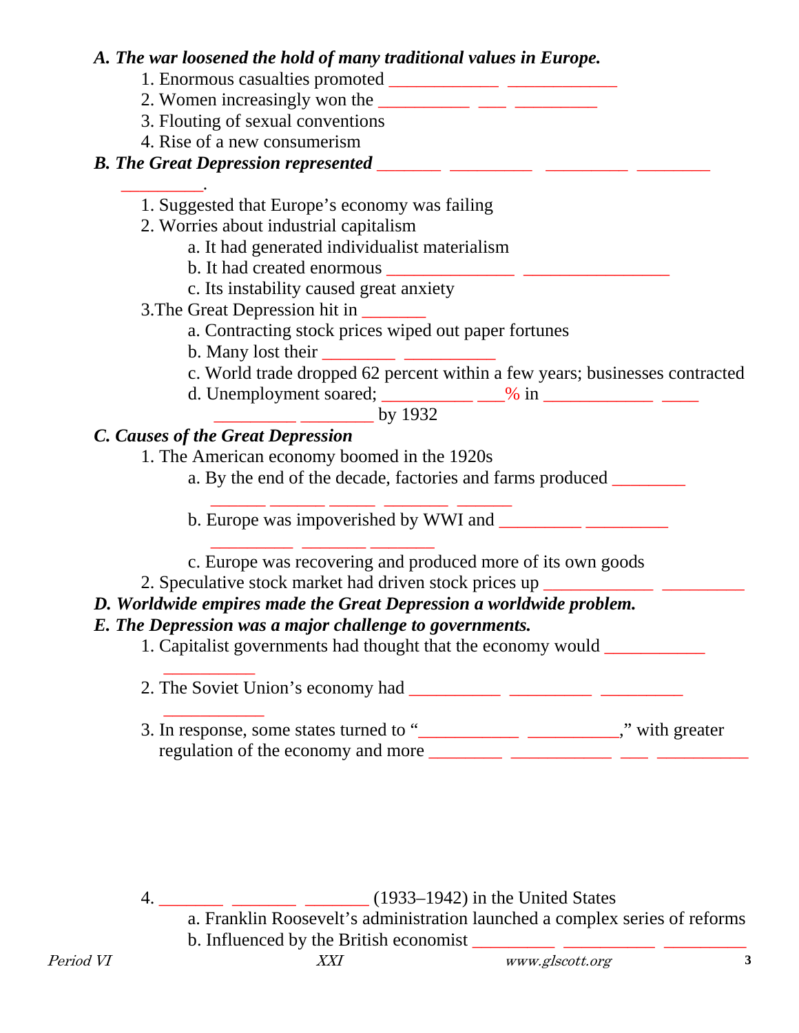***A. The war loosened the hold of many traditional values in Europe.***

1. Enormous casualties promoted ____________ ____________
2. Women increasingly won the __________ ___ _________
3. Flouting of sexual conventions
4. Rise of a new consumerism

***B. The Great Depression represented*** _______ _________ _________ ________ _________.

1. Suggested that Europe's economy was failing
2. Worries about industrial capitalism
   a. It had generated individualist materialism
   b. It had created enormous ______________ ________________
   c. Its instability caused great anxiety
3. The Great Depression hit in _______
   a. Contracting stock prices wiped out paper fortunes
   b. Many lost their ________ __________
   c. World trade dropped 62 percent within a few years; businesses contracted
   d. Unemployment soared; __________ ___% in ____________ ____ _________ ________ by 1932

***C. Causes of the Great Depression***

1. The American economy boomed in the 1920s
   a. By the end of the decade, factories and farms produced ________ ______ ______ _____ _______ ______
   b. Europe was impoverished by WWI and _________ _________ _________ _______ _______
   c. Europe was recovering and produced more of its own goods
2. Speculative stock market had driven stock prices up ____________ _________

***D. Worldwide empires made the Great Depression a worldwide problem.***

***E. The Depression was a major challenge to governments.***

1. Capitalist governments had thought that the economy would ___________ __________
2. The Soviet Union's economy had __________ _________ _________ ___________
3. In response, some states turned to "___________ __________," with greater regulation of the economy and more ________ ___________ ___ __________
4. _______ _______ _______ (1933–1942) in the United States
   a. Franklin Roosevelt's administration launched a complex series of reforms
   b. Influenced by the British economist _________ __________ _________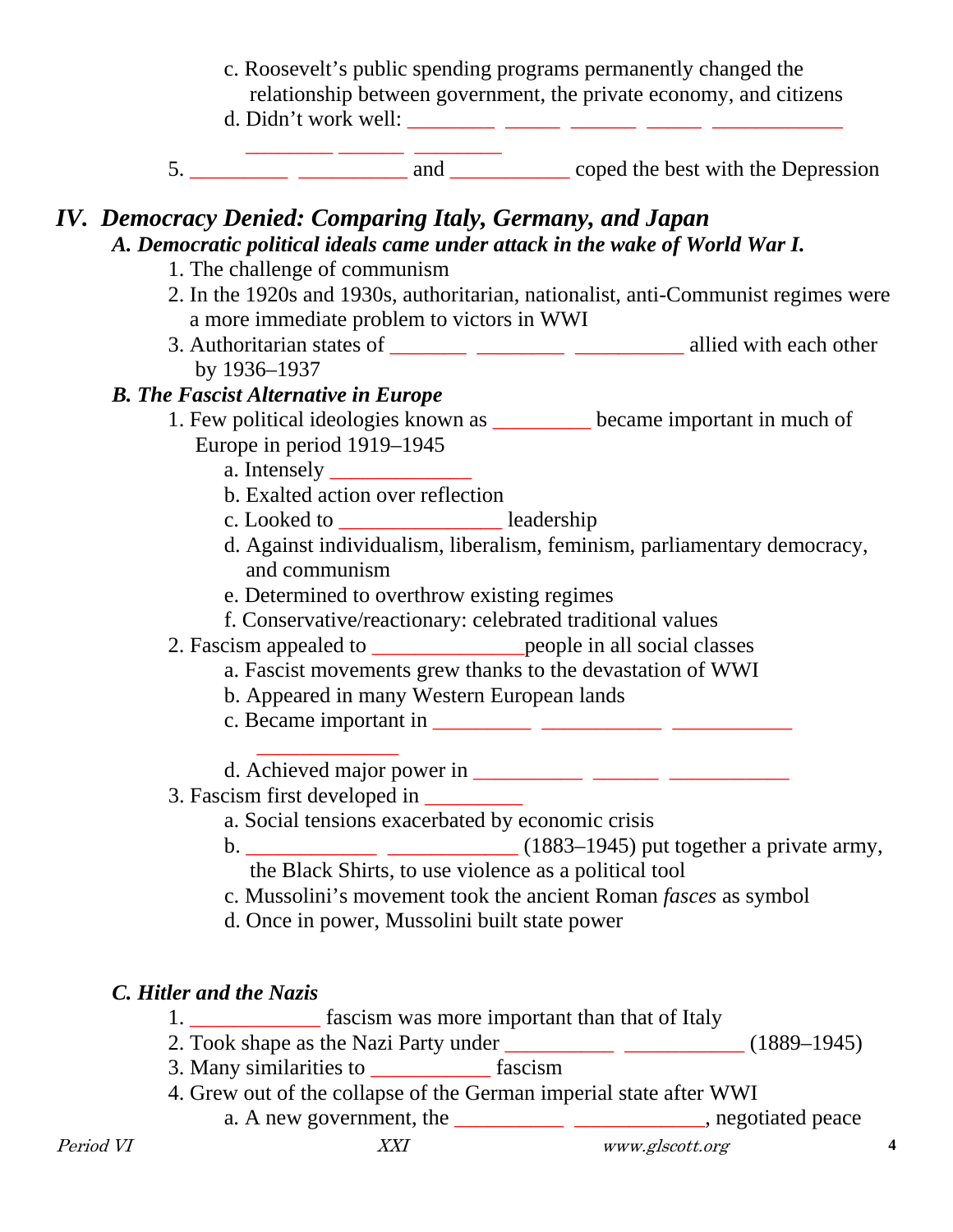c. Roosevelt's public spending programs permanently changed the relationship between government, the private economy, and citizens

d. Didn't work well: ________ _____ ______ _____ ____________ ________ ______ ________

5. _________ __________ and ___________ coped the best with the Depression

## IV. *Democracy Denied: Comparing Italy, Germany, and Japan*

### *A. Democratic political ideals came under attack in the wake of World War I.*

1. The challenge of communism
2. In the 1920s and 1930s, authoritarian, nationalist, anti-Communist regimes were a more immediate problem to victors in WWI
3. Authoritarian states of _______ ________ __________ allied with each other by 1936–1937

### *B. The Fascist Alternative in Europe*

1. Few political ideologies known as _________ became important in much of Europe in period 1919–1945
   - a. Intensely _____________
   - b. Exalted action over reflection
   - c. Looked to _______________ leadership
   - d. Against individualism, liberalism, feminism, parliamentary democracy, and communism
   - e. Determined to overthrow existing regimes
   - f. Conservative/reactionary: celebrated traditional values
2. Fascism appealed to ______________people in all social classes
   - a. Fascist movements grew thanks to the devastation of WWI
   - b. Appeared in many Western European lands
   - c. Became important in _________ ___________ ___________ _____________
   - d. Achieved major power in __________ ______ ___________
3. Fascism first developed in _________
   - a. Social tensions exacerbated by economic crisis
   - b. ____________ ____________ (1883–1945) put together a private army, the Black Shirts, to use violence as a political tool
   - c. Mussolini's movement took the ancient Roman *fasces* as symbol
   - d. Once in power, Mussolini built state power

### *C. Hitler and the Nazis*

1. ____________ fascism was more important than that of Italy
2. Took shape as the Nazi Party under __________ ___________ (1889–1945)
3. Many similarities to ___________ fascism
4. Grew out of the collapse of the German imperial state after WWI
   - a. A new government, the __________ ____________, negotiated peace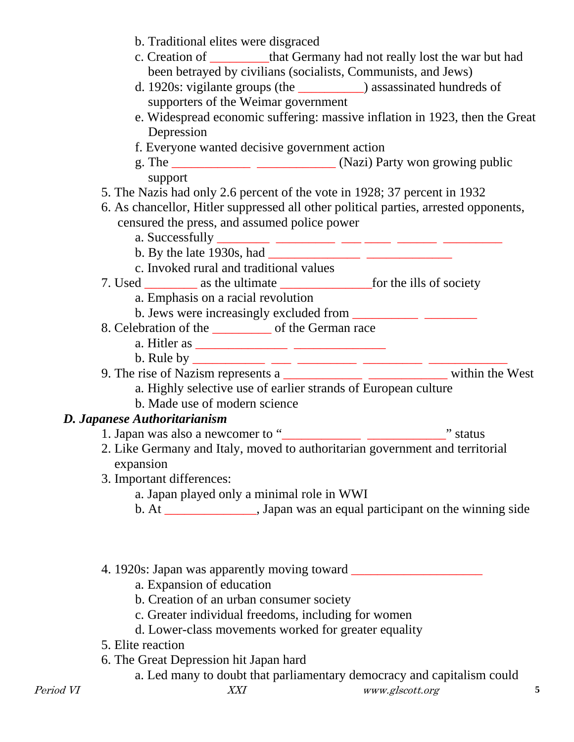b. Traditional elites were disgraced
   c. Creation of _________that Germany had not really lost the war but had been betrayed by civilians (socialists, Communists, and Jews)
   d. 1920s: vigilante groups (the __________) assassinated hundreds of supporters of the Weimar government
   e. Widespread economic suffering: massive inflation in 1923, then the Great Depression
   f. Everyone wanted decisive government action
   g. The ____________ ____________ (Nazi) Party won growing public support
5. The Nazis had only 2.6 percent of the vote in 1928; 37 percent in 1932
6. As chancellor, Hitler suppressed all other political parties, arrested opponents, censured the press, and assumed police power
   a. Successfully ________ _________ ___ ____ ______ _________
   b. By the late 1930s, had ______________ _____________
   c. Invoked rural and traditional values
7. Used ________ as the ultimate ______________for the ills of society
   a. Emphasis on a racial revolution
   b. Jews were increasingly excluded from __________ ________
8. Celebration of the _________ of the German race
   a. Hitler as ______________ ______________
   b. Rule by ___________ ___ _________ _________ ____________
9. The rise of Nazism represents a ____________ ____________ within the West
   a. Highly selective use of earlier strands of European culture
   b. Made use of modern science

### *D. Japanese Authoritarianism*

1. Japan was also a newcomer to "____________ ____________" status
2. Like Germany and Italy, moved to authoritarian government and territorial expansion
3. Important differences:
   a. Japan played only a minimal role in WWI
   b. At ______________, Japan was an equal participant on the winning side

4. 1920s: Japan was apparently moving toward ____________________
   a. Expansion of education
   b. Creation of an urban consumer society
   c. Greater individual freedoms, including for women
   d. Lower-class movements worked for greater equality
5. Elite reaction
6. The Great Depression hit Japan hard
   a. Led many to doubt that parliamentary democracy and capitalism could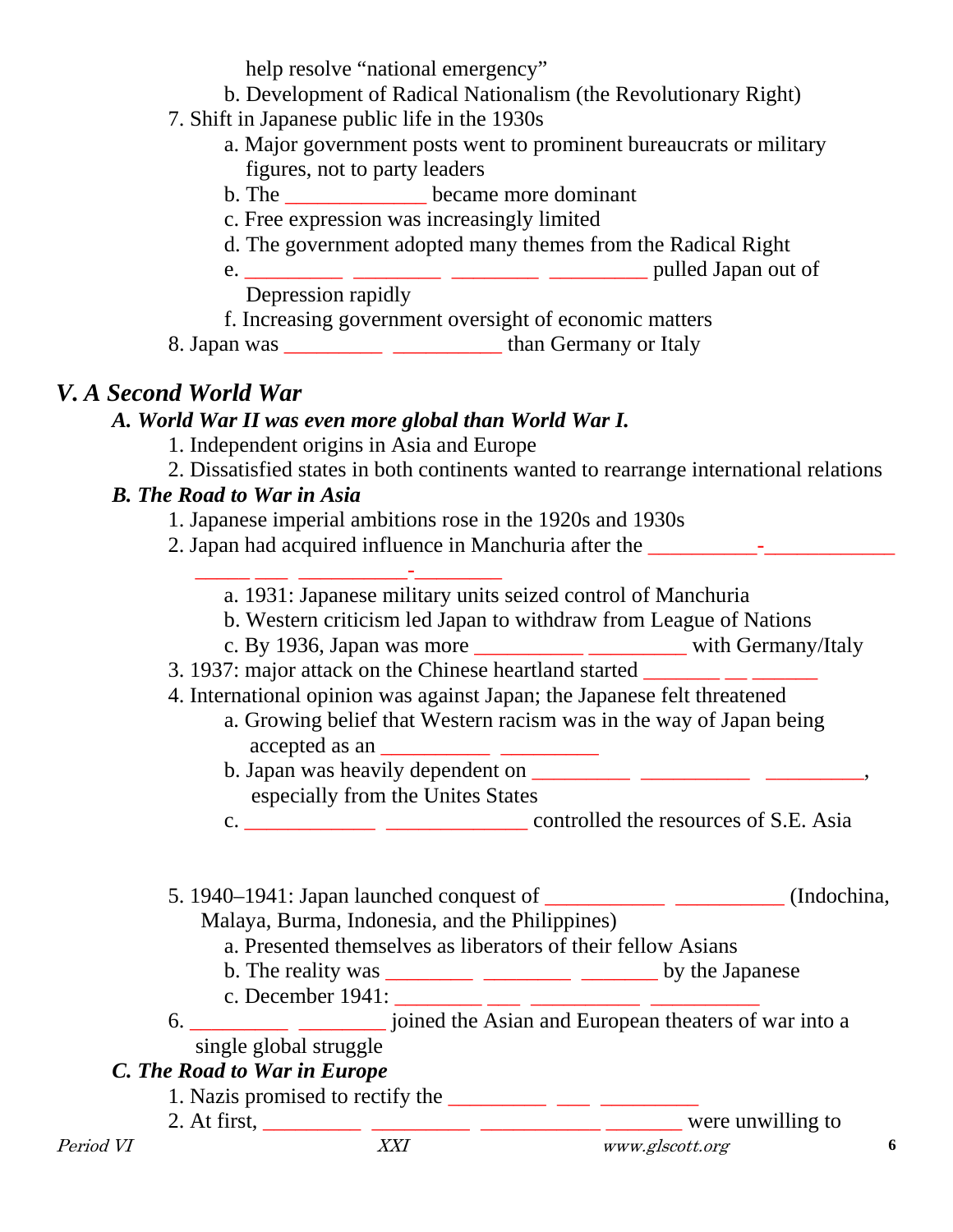help resolve "national emergency"

   b. Development of Radical Nationalism (the Revolutionary Right)

7. Shift in Japanese public life in the 1930s
   a. Major government posts went to prominent bureaucrats or military figures, not to party leaders
   b. The _____________ became more dominant
   c. Free expression was increasingly limited
   d. The government adopted many themes from the Radical Right
   e. _________ _________ _________ _________ pulled Japan out of Depression rapidly
   f. Increasing government oversight of economic matters
8. Japan was _________ __________ than Germany or Italy

## *V. A Second World War*

### *A. World War II was even more global than World War I.*

1. Independent origins in Asia and Europe
2. Dissatisfied states in both continents wanted to rearrange international relations

### *B. The Road to War in Asia*

1. Japanese imperial ambitions rose in the 1920s and 1930s
2. Japan had acquired influence in Manchuria after the __________-____________ _____ ___ __________-________
   a. 1931: Japanese military units seized control of Manchuria
   b. Western criticism led Japan to withdraw from League of Nations
   c. By 1936, Japan was more __________ _________ with Germany/Italy
3. 1937: major attack on the Chinese heartland started _______ __ ______
4. International opinion was against Japan; the Japanese felt threatened
   a. Growing belief that Western racism was in the way of Japan being accepted as an __________ _________
   b. Japan was heavily dependent on _________ __________ _________, especially from the Unites States
   c. ____________ _____________ controlled the resources of S.E. Asia
5. 1940–1941: Japan launched conquest of ___________ __________ (Indochina, Malaya, Burma, Indonesia, and the Philippines)
   a. Presented themselves as liberators of their fellow Asians
   b. The reality was ________ ________ _______ by the Japanese
   c. December 1941: ________ ___ __________ __________
6. _________ ________ joined the Asian and European theaters of war into a single global struggle

### *C. The Road to War in Europe*

1. Nazis promised to rectify the _________ ___ _________
2. At first, _________ _________ ___________ _______ were unwilling to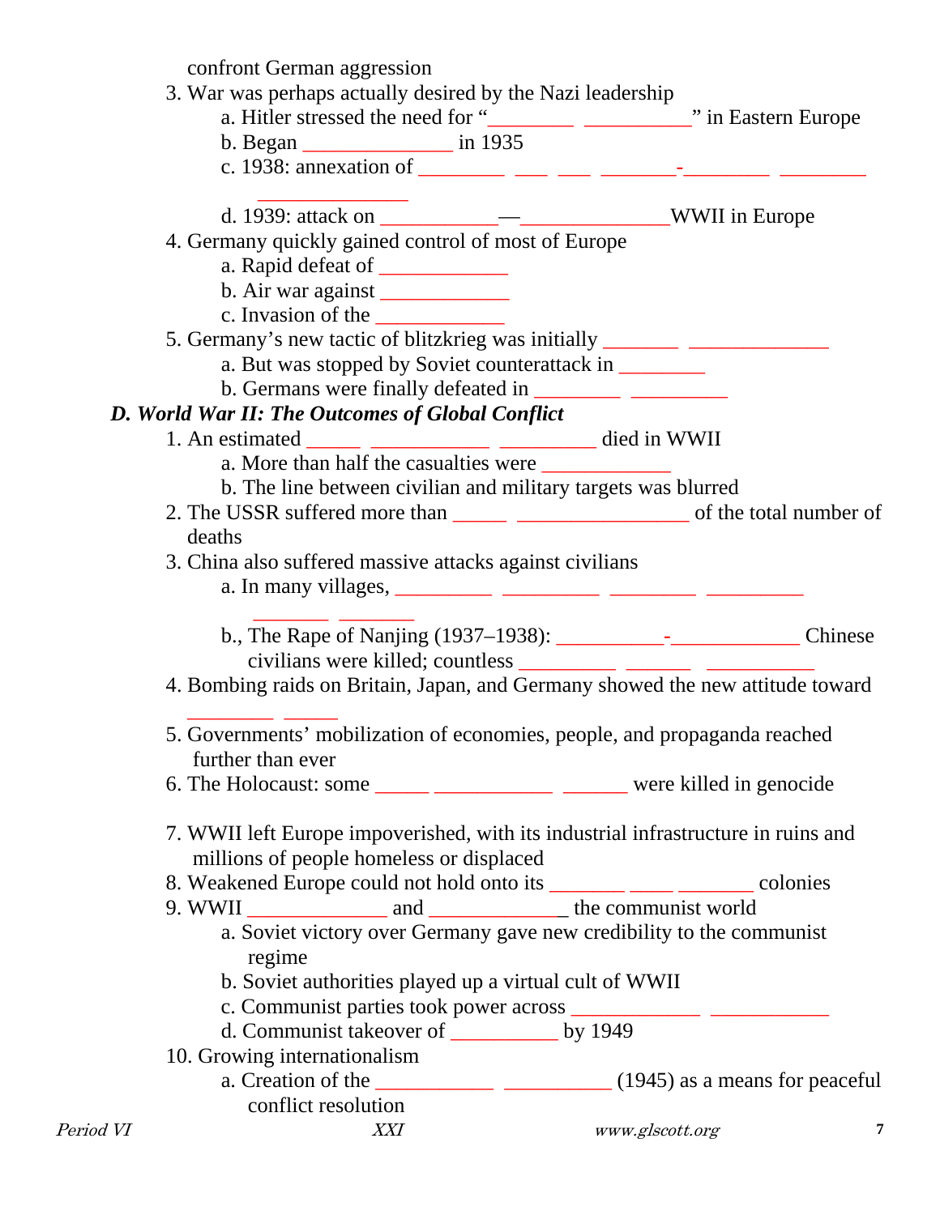confront German aggression

3. War was perhaps actually desired by the Nazi leadership
    a. Hitler stressed the need for "________ __________" in Eastern Europe
    b. Began ______________ in 1935
    c. 1938: annexation of ________ ___ ___ _______-________ ________ _______________
    d. 1939: attack on ___________—______________WWII in Europe
4. Germany quickly gained control of most of Europe
    a. Rapid defeat of ____________
    b. Air war against ____________
    c. Invasion of the ____________
5. Germany's new tactic of blitzkrieg was initially _______ _____________
    a. But was stopped by Soviet counterattack in ________
    b. Germans were finally defeated in ________ _________

***D. World War II: The Outcomes of Global Conflict***

1. An estimated _____ ___________ _________ died in WWII
    a. More than half the casualties were ____________
    b. The line between civilian and military targets was blurred
2. The USSR suffered more than _____ ________________ of the total number of deaths
3. China also suffered massive attacks against civilians
    a. In many villages, _________ _________ ________ _________ _______ _______
    b., The Rape of Nanjing (1937–1938): __________-____________ Chinese civilians were killed; countless _________ _______ __________
4. Bombing raids on Britain, Japan, and Germany showed the new attitude toward ________ _____
5. Governments' mobilization of economies, people, and propaganda reached further than ever
6. The Holocaust: some _____ ___________ ______ were killed in genocide
7. WWII left Europe impoverished, with its industrial infrastructure in ruins and millions of people homeless or displaced
8. Weakened Europe could not hold onto its _______ ____ _______ colonies
9. WWII _____________ and _____________ the communist world
    a. Soviet victory over Germany gave new credibility to the communist regime
    b. Soviet authorities played up a virtual cult of WWII
    c. Communist parties took power across ____________ ___________
    d. Communist takeover of __________ by 1949
10. Growing internationalism
    a. Creation of the ___________ __________ (1945) as a means for peaceful conflict resolution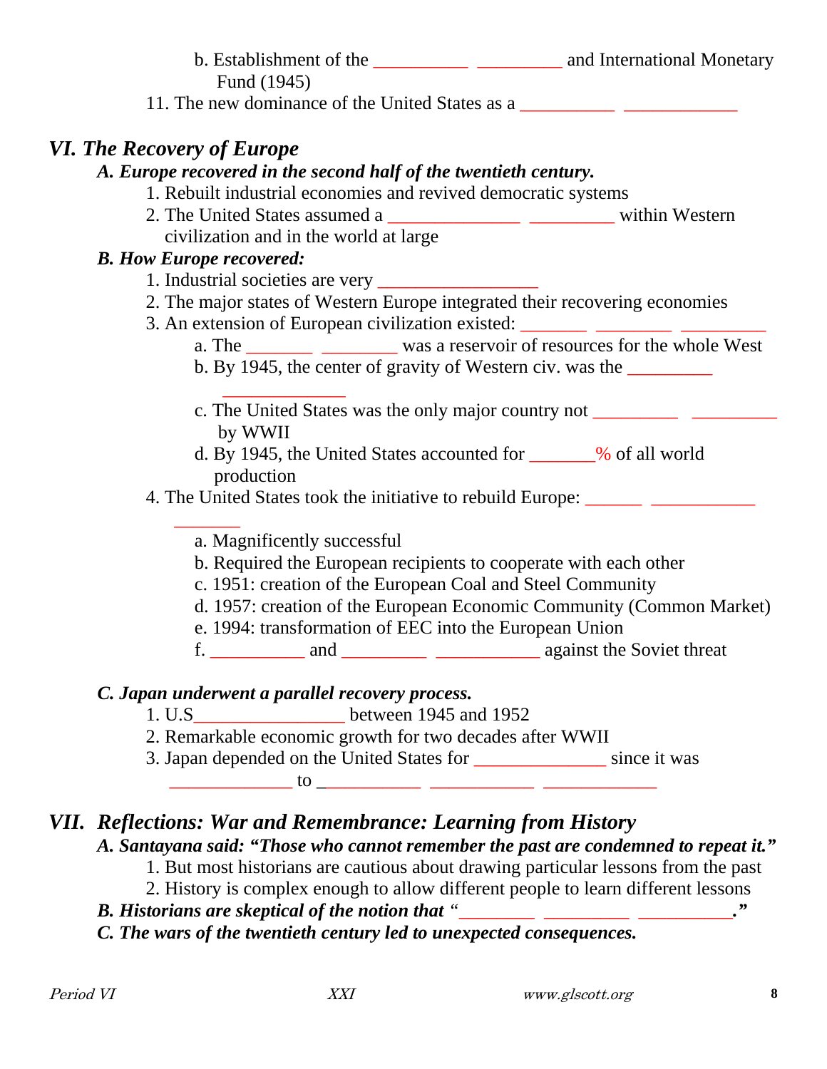b. Establishment of the __________ _________ and International Monetary Fund (1945)

11. The new dominance of the United States as a __________ ____________

## *VI. The Recovery of Europe*

### *A. Europe recovered in the second half of the twentieth century.*

1. Rebuilt industrial economies and revived democratic systems
2. The United States assumed a ______________ _________ within Western civilization and in the world at large

### *B. How Europe recovered:*

1. Industrial societies are very _________________
2. The major states of Western Europe integrated their recovering economies
3. An extension of European civilization existed: _______ ________ _________
   - a. The _______ ________ was a reservoir of resources for the whole West
   - b. By 1945, the center of gravity of Western civ. was the _________ _____________
   - c. The United States was the only major country not _________ _________ by WWII
   - d. By 1945, the United States accounted for _______% of all world production
4. The United States took the initiative to rebuild Europe: ______ ___________ _______
   - a. Magnificently successful
   - b. Required the European recipients to cooperate with each other
   - c. 1951: creation of the European Coal and Steel Community
   - d. 1957: creation of the European Economic Community (Common Market)
   - e. 1994: transformation of EEC into the European Union
   - f. __________ and _________ ___________ against the Soviet threat

### *C. Japan underwent a parallel recovery process.*

1. U.S________________ between 1945 and 1952
2. Remarkable economic growth for two decades after WWII
3. Japan depended on the United States for ______________ since it was _____________ to ___________ ___________ ____________

## *VII. Reflections: War and Remembrance: Learning from History*

### *A. Santayana said: "Those who cannot remember the past are condemned to repeat it."*

1. But most historians are cautious about drawing particular lessons from the past
2. History is complex enough to allow different people to learn different lessons

### *B. Historians are skeptical of the notion that "________ _________ __________."*

### *C. The wars of the twentieth century led to unexpected consequences.*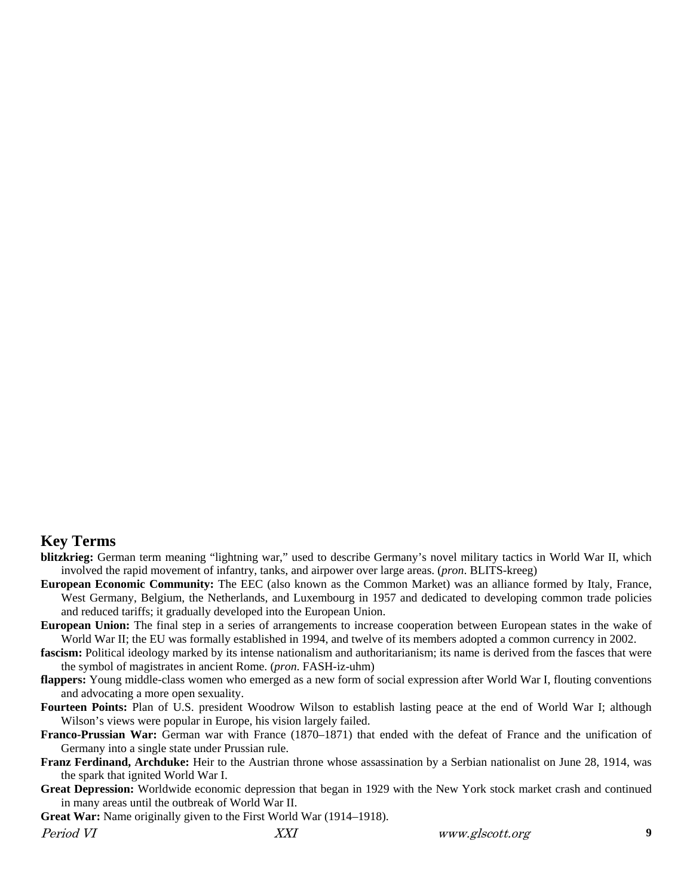## Key Terms

**blitzkrieg:** German term meaning "lightning war," used to describe Germany's novel military tactics in World War II, which involved the rapid movement of infantry, tanks, and airpower over large areas. (*pron*. BLITS-kreeg)

**European Economic Community:** The EEC (also known as the Common Market) was an alliance formed by Italy, France, West Germany, Belgium, the Netherlands, and Luxembourg in 1957 and dedicated to developing common trade policies and reduced tariffs; it gradually developed into the European Union.

**European Union:** The final step in a series of arrangements to increase cooperation between European states in the wake of World War II; the EU was formally established in 1994, and twelve of its members adopted a common currency in 2002.

**fascism:** Political ideology marked by its intense nationalism and authoritarianism; its name is derived from the fasces that were the symbol of magistrates in ancient Rome. (*pron*. FASH-iz-uhm)

**flappers:** Young middle-class women who emerged as a new form of social expression after World War I, flouting conventions and advocating a more open sexuality.

**Fourteen Points:** Plan of U.S. president Woodrow Wilson to establish lasting peace at the end of World War I; although Wilson's views were popular in Europe, his vision largely failed.

**Franco-Prussian War:** German war with France (1870–1871) that ended with the defeat of France and the unification of Germany into a single state under Prussian rule.

**Franz Ferdinand, Archduke:** Heir to the Austrian throne whose assassination by a Serbian nationalist on June 28, 1914, was the spark that ignited World War I.

**Great Depression:** Worldwide economic depression that began in 1929 with the New York stock market crash and continued in many areas until the outbreak of World War II.

**Great War:** Name originally given to the First World War (1914–1918).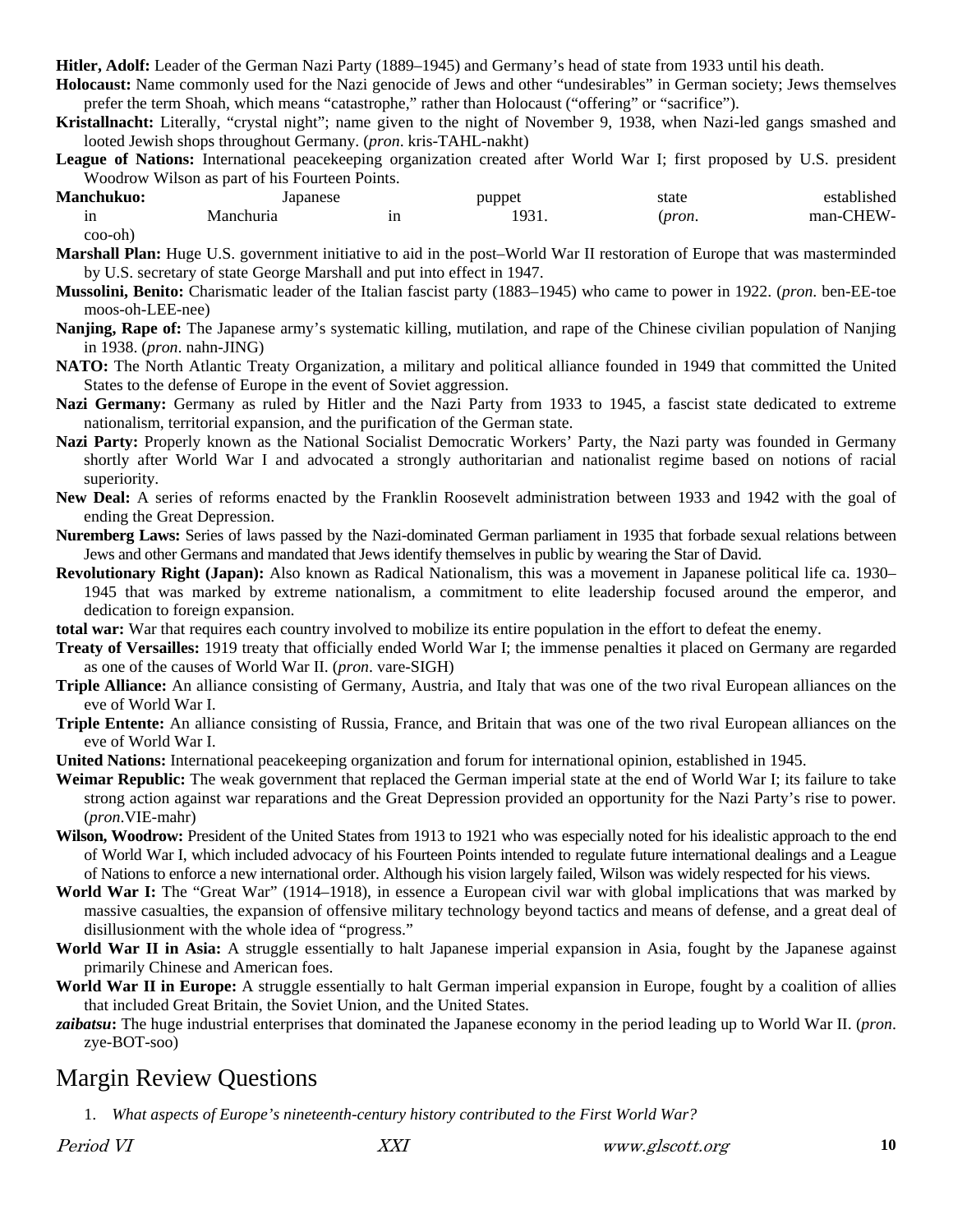**Hitler, Adolf:** Leader of the German Nazi Party (1889–1945) and Germany's head of state from 1933 until his death.

**Holocaust:** Name commonly used for the Nazi genocide of Jews and other "undesirables" in German society; Jews themselves prefer the term Shoah, which means "catastrophe," rather than Holocaust ("offering" or "sacrifice").

**Kristallnacht:** Literally, "crystal night"; name given to the night of November 9, 1938, when Nazi-led gangs smashed and looted Jewish shops throughout Germany. (*pron*. kris-TAHL-nakht)

**League of Nations:** International peacekeeping organization created after World War I; first proposed by U.S. president Woodrow Wilson as part of his Fourteen Points.

**Manchukuo:** Japanese puppet state established in Manchuria in 1931. (*pron*. man-CHEW-coo-oh)

**Marshall Plan:** Huge U.S. government initiative to aid in the post–World War II restoration of Europe that was masterminded by U.S. secretary of state George Marshall and put into effect in 1947.

**Mussolini, Benito:** Charismatic leader of the Italian fascist party (1883–1945) who came to power in 1922. (*pron*. ben-EE-toe moos-oh-LEE-nee)

**Nanjing, Rape of:** The Japanese army's systematic killing, mutilation, and rape of the Chinese civilian population of Nanjing in 1938. (*pron*. nahn-JING)

**NATO:** The North Atlantic Treaty Organization, a military and political alliance founded in 1949 that committed the United States to the defense of Europe in the event of Soviet aggression.

**Nazi Germany:** Germany as ruled by Hitler and the Nazi Party from 1933 to 1945, a fascist state dedicated to extreme nationalism, territorial expansion, and the purification of the German state.

**Nazi Party:** Properly known as the National Socialist Democratic Workers' Party, the Nazi party was founded in Germany shortly after World War I and advocated a strongly authoritarian and nationalist regime based on notions of racial superiority.

**New Deal:** A series of reforms enacted by the Franklin Roosevelt administration between 1933 and 1942 with the goal of ending the Great Depression.

**Nuremberg Laws:** Series of laws passed by the Nazi-dominated German parliament in 1935 that forbade sexual relations between Jews and other Germans and mandated that Jews identify themselves in public by wearing the Star of David.

**Revolutionary Right (Japan):** Also known as Radical Nationalism, this was a movement in Japanese political life ca. 1930–1945 that was marked by extreme nationalism, a commitment to elite leadership focused around the emperor, and dedication to foreign expansion.

**total war:** War that requires each country involved to mobilize its entire population in the effort to defeat the enemy.

**Treaty of Versailles:** 1919 treaty that officially ended World War I; the immense penalties it placed on Germany are regarded as one of the causes of World War II. (*pron*. vare-SIGH)

**Triple Alliance:** An alliance consisting of Germany, Austria, and Italy that was one of the two rival European alliances on the eve of World War I.

**Triple Entente:** An alliance consisting of Russia, France, and Britain that was one of the two rival European alliances on the eve of World War I.

**United Nations:** International peacekeeping organization and forum for international opinion, established in 1945.

**Weimar Republic:** The weak government that replaced the German imperial state at the end of World War I; its failure to take strong action against war reparations and the Great Depression provided an opportunity for the Nazi Party's rise to power. (*pron*.VIE-mahr)

**Wilson, Woodrow:** President of the United States from 1913 to 1921 who was especially noted for his idealistic approach to the end of World War I, which included advocacy of his Fourteen Points intended to regulate future international dealings and a League of Nations to enforce a new international order. Although his vision largely failed, Wilson was widely respected for his views.

**World War I:** The "Great War" (1914–1918), in essence a European civil war with global implications that was marked by massive casualties, the expansion of offensive military technology beyond tactics and means of defense, and a great deal of disillusionment with the whole idea of "progress."

**World War II in Asia:** A struggle essentially to halt Japanese imperial expansion in Asia, fought by the Japanese against primarily Chinese and American foes.

**World War II in Europe:** A struggle essentially to halt German imperial expansion in Europe, fought by a coalition of allies that included Great Britain, the Soviet Union, and the United States.

***zaibatsu*:** The huge industrial enterprises that dominated the Japanese economy in the period leading up to World War II. (*pron*. zye-BOT-soo)

# Margin Review Questions

1. *What aspects of Europe's nineteenth-century history contributed to the First World War?*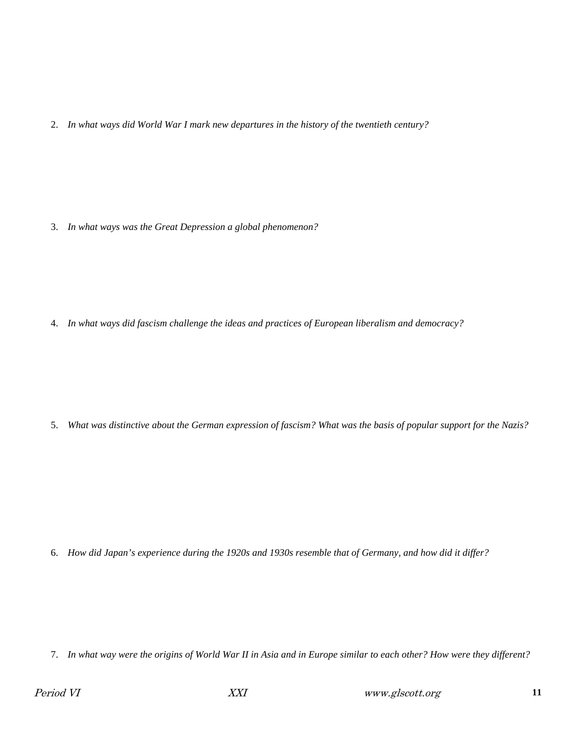2. *In what ways did World War I mark new departures in the history of the twentieth century?*

3. *In what ways was the Great Depression a global phenomenon?*

4. *In what ways did fascism challenge the ideas and practices of European liberalism and democracy?*

5. *What was distinctive about the German expression of fascism? What was the basis of popular support for the Nazis?*

6. *How did Japan's experience during the 1920s and 1930s resemble that of Germany, and how did it differ?*

7. *In what way were the origins of World War II in Asia and in Europe similar to each other? How were they different?*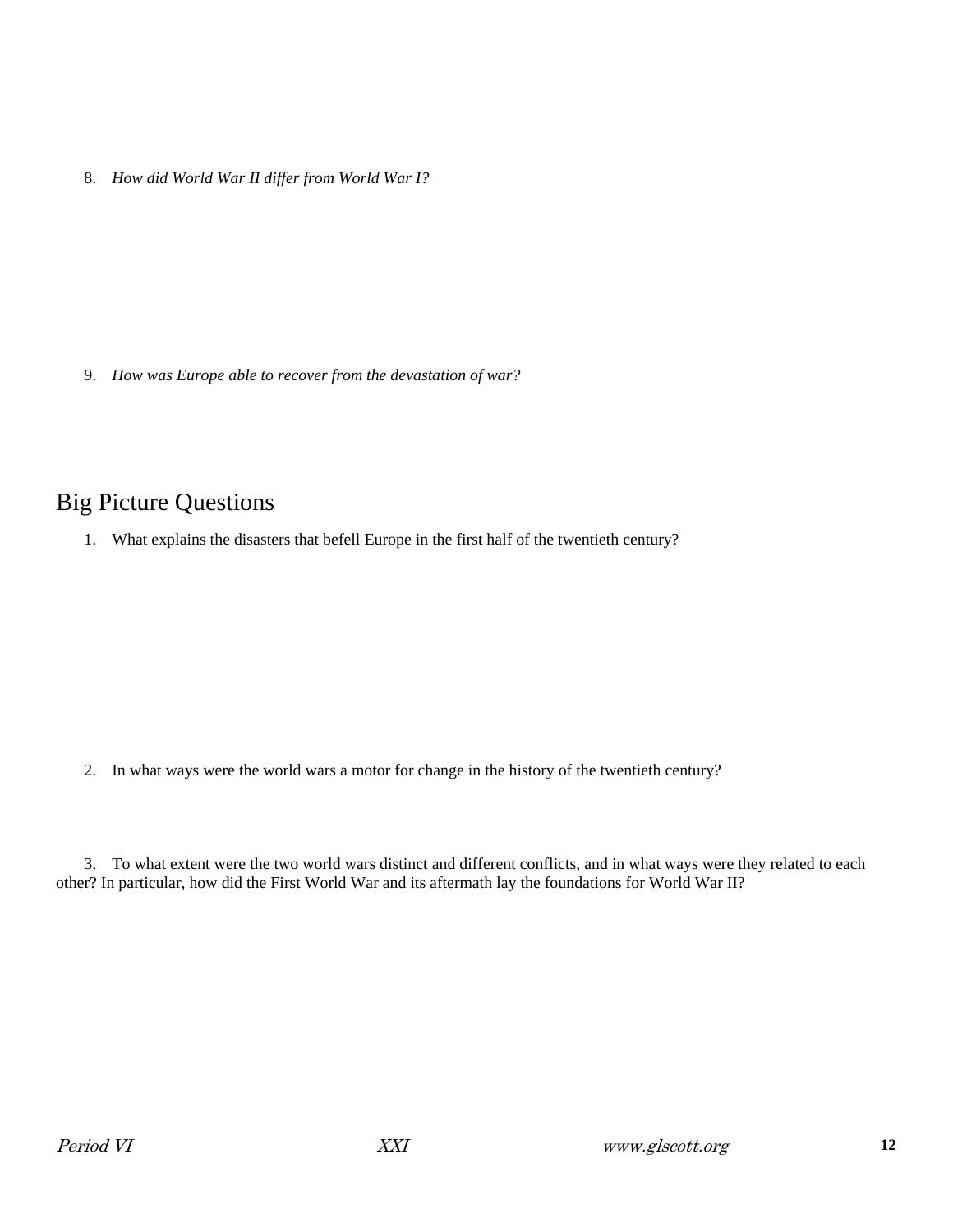8. *How did World War II differ from World War I?*

9. *How was Europe able to recover from the devastation of war?*

## Big Picture Questions

1. What explains the disasters that befell Europe in the first half of the twentieth century?

2. In what ways were the world wars a motor for change in the history of the twentieth century?

3. To what extent were the two world wars distinct and different conflicts, and in what ways were they related to each other? In particular, how did the First World War and its aftermath lay the foundations for World War II?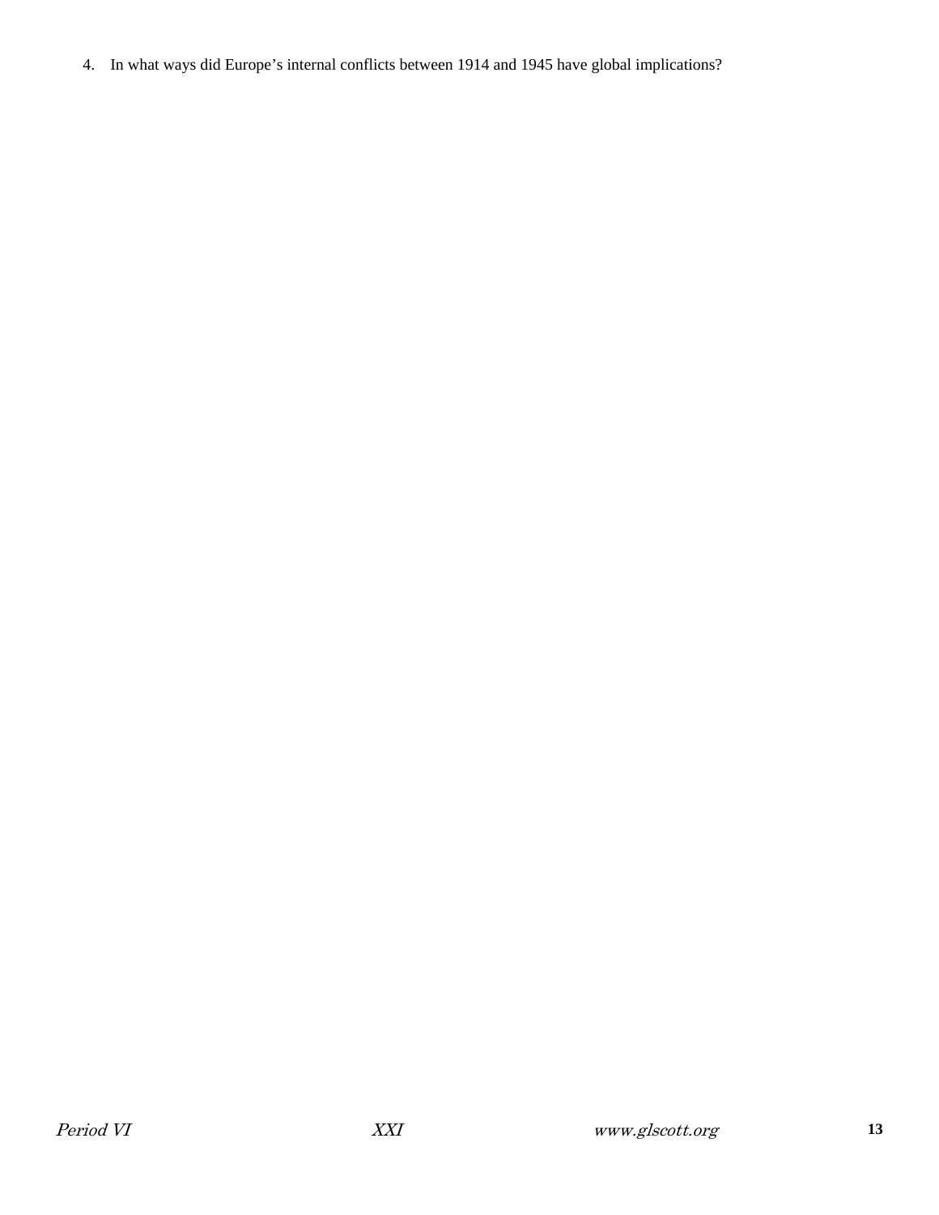4. In what ways did Europe's internal conflicts between 1914 and 1945 have global implications?